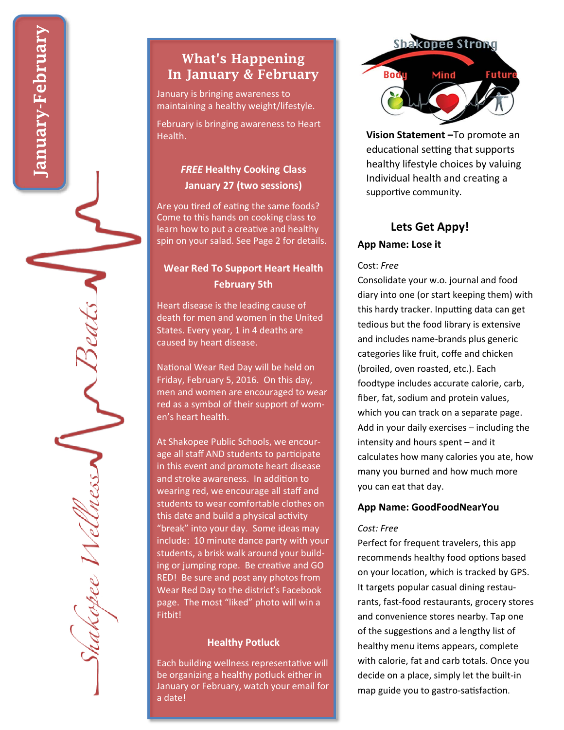# January-February

## Shakopee Wellness Beats

## What's Happening In January & February

January is bringing awareness to maintaining a healthy weight/lifestyle.

February is bringing awareness to Heart Health.

### *FREE* Healthy Cooking Class January 27 (two sessions)

Are you tired of eating the same foods? Come to this hands on cooking class to learn how to put a creative and healthy spin on your salad. See Page 2 for details.

### Wear Red To Support Heart Health February 5th

Heart disease is the leading cause of death for men and women in the United States. Every year, 1 in 4 deaths are caused by heart disease.

National Wear Red Day will be held on Friday, February 5, 2016. On this day, men and women are encouraged to wear red as a symbol of their support of women's heart health.

At Shakopee Public Schools, we encourage all staff AND students to participate in this event and promote heart disease and stroke awareness. In addition to wearing red, we encourage all staff and students to wear comfortable clothes on this date and build a physical activity "break" into your day. Some ideas may include: 10 minute dance party with your students, a brisk walk around your building or jumping rope. Be creative and GO RED! Be sure and post any photos from Wear Red Day to the district's Facebook page. The most "liked" photo will win a Fitbit!

### Healthy Potluck

Each building wellness representative will be organizing a healthy potluck either in January or February, watch your email for a date!

Shakopee Strong

Body Mind Future

**Vision Statement –**To promote an educational setting that supports healthy lifestyle choices by valuing Individual health and creating a supportive community.

## Lets Get Appy!

**App Name: Lose it**

Cost: *Free*

Consolidate your w.o. journal and food diary into one (or start keeping them) with this hardy tracker. Inputting data can get tedious but the food library is extensive and includes name-brands plus generic categories like fruit, coffe and chicken (broiled, oven roasted, etc.). Each foodtype includes accurate calorie, carb, fiber, fat, sodium and protein values, which you can track on a separate page. Add in your daily exercises – including the intensity and hours spent – and it calculates how many calories you ate, how many you burned and how much more you can eat that day.

**App Name: GoodFoodNearYou**

*Cost: Free*

Perfect for frequent travelers, this app recommends healthy food options based on your location, which is tracked by GPS. It targets popular casual dining restaurants, fast-food restaurants, grocery stores and convenience stores nearby. Tap one of the suggestions and a lengthy list of healthy menu items appears, complete with calorie, fat and carb totals. Once you decide on a place, simply let the built-in map guide you to gastro-satisfaction.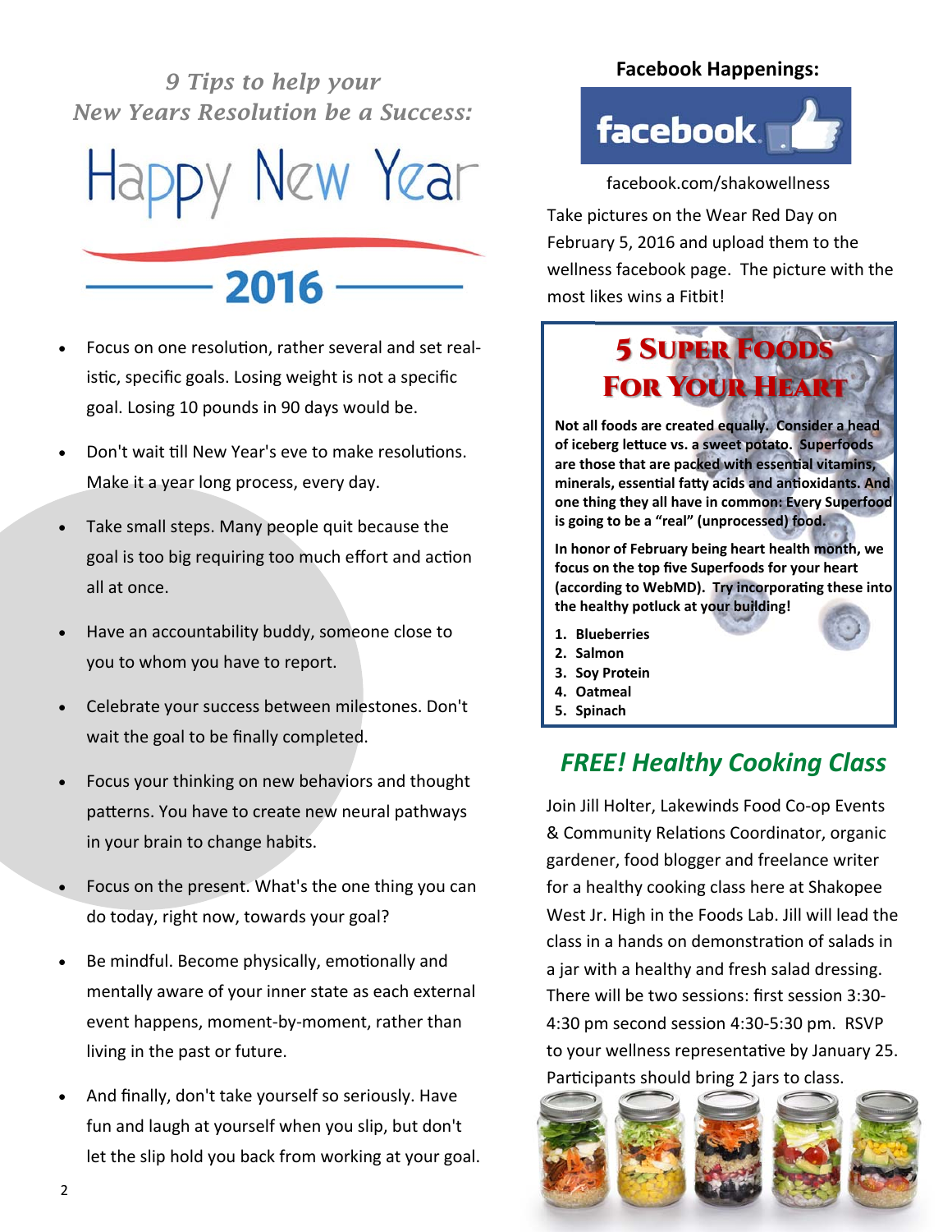## *9 Tips to help your New Years Resolution be a Success:*

Happy New Year

2016

- Focus on one resolution, rather several and set realistic, specific goals. Losing weight is not a specific goal. Losing 10 pounds in 90 days would be.
- Don't wait till New Year's eve to make resolutions. Make it a year long process, every day.
- Take small steps. Many people quit because the goal is too big requiring too much effort and action all at once.
- Have an accountability buddy, someone close to you to whom you have to report.
- Celebrate your success between milestones. Don't wait the goal to be finally completed.
- Focus your thinking on new behaviors and thought patterns. You have to create new neural pathways in your brain to change habits.
- Focus on the present. What's the one thing you can do today, right now, towards your goal?
- Be mindful. Become physically, emotionally and mentally aware of your inner state as each external event happens, moment-by-moment, rather than living in the past or future.
- And finally, don't take yourself so seriously. Have fun and laugh at yourself when you slip, but don't let the slip hold you back from working at your goal.

### Facebook Happenings:

facebook

facebook.com/shakowellness

Take pictures on the Wear Red Day on February 5, 2016 and upload them to the wellness facebook page. The picture with the most likes wins a Fitbit!

## 5 Super Foods For Your Heart

**Not all foods are created equally. Consider a head of iceberg lettuce vs. a sweet potato. Superfoods are those that are packed with essential vitamins, minerals, essential fatty acids and antioxidants. And one thing they all have in common: Every Superfood is going to be a "real" (unprocessed) food.**

**In honor of February being heart health month, we focus on the top five Superfoods for your heart (according to WebMD). Try incorporating these into the healthy potluck at your building!**

1. **Blueberries**
2. **Salmon**
3. **Soy Protein**
4. **Oatmeal**
5. **Spinach**

## *FREE! Healthy Cooking Class*

Join Jill Holter, Lakewinds Food Co-op Events & Community Relations Coordinator, organic gardener, food blogger and freelance writer for a healthy cooking class here at Shakopee West Jr. High in the Foods Lab. Jill will lead the class in a hands on demonstration of salads in a jar with a healthy and fresh salad dressing. There will be two sessions: first session 3:30-4:30 pm second session 4:30-5:30 pm. RSVP to your wellness representative by January 25. Participants should bring 2 jars to class.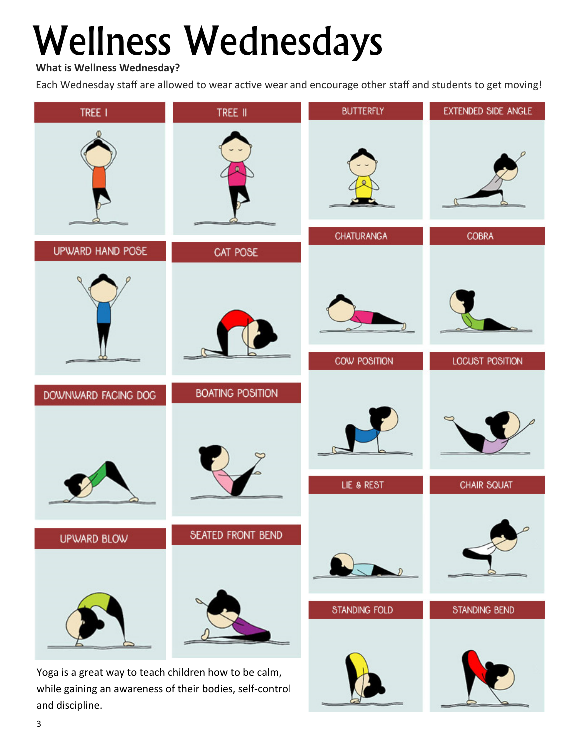# Wellness Wednesdays

**What is Wellness Wednesday?**

Each Wednesday staff are allowed to wear active wear and encourage other staff and students to get moving!

TREE I

TREE II

BUTTERFLY

EXTENDED SIDE ANGLE

UPWARD HAND POSE

CAT POSE

CHATURANGA

COBRA

COW POSITION

LOCUST POSITION

DOWNWARD FACING DOG

BOATING POSITION

LIE & REST

CHAIR SQUAT

UPWARD BLOW

SEATED FRONT BEND

STANDING FOLD

STANDING BEND

Yoga is a great way to teach children how to be calm, while gaining an awareness of their bodies, self-control and discipline.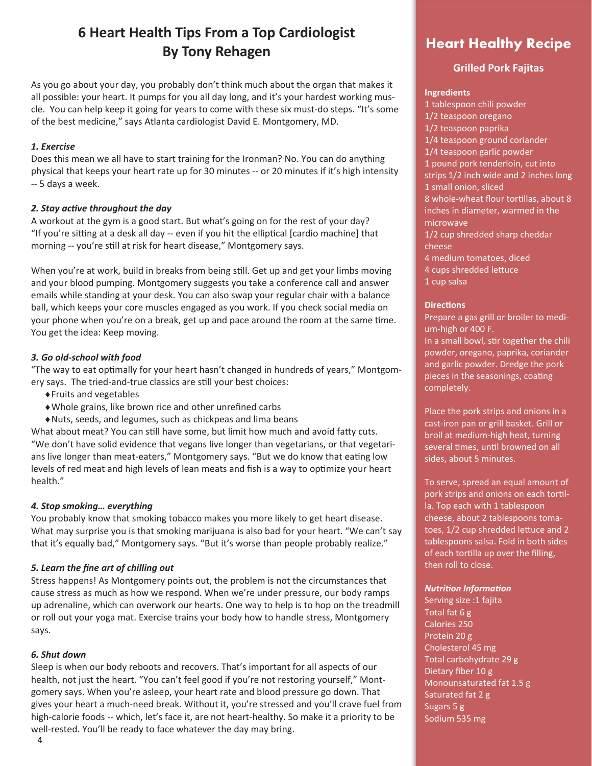# 6 Heart Health Tips From a Top Cardiologist
## By Tony Rehagen

As you go about your day, you probably don't think much about the organ that makes it all possible: your heart. It pumps for you all day long, and it's your hardest working muscle. You can help keep it going for years to come with these six must-do steps. "It's some of the best medicine," says Atlanta cardiologist David E. Montgomery, MD.

***1. Exercise***

Does this mean we all have to start training for the Ironman? No. You can do anything physical that keeps your heart rate up for 30 minutes -- or 20 minutes if it's high intensity -- 5 days a week.

***2. Stay active throughout the day***

A workout at the gym is a good start. But what's going on for the rest of your day? "If you're sitting at a desk all day -- even if you hit the elliptical [cardio machine] that morning -- you're still at risk for heart disease," Montgomery says.

When you're at work, build in breaks from being still. Get up and get your limbs moving and your blood pumping. Montgomery suggests you take a conference call and answer emails while standing at your desk. You can also swap your regular chair with a balance ball, which keeps your core muscles engaged as you work. If you check social media on your phone when you're on a break, get up and pace around the room at the same time. You get the idea: Keep moving.

***3. Go old-school with food***

"The way to eat optimally for your heart hasn't changed in hundreds of years," Montgomery says. The tried-and-true classics are still your best choices:

- Fruits and vegetables
- Whole grains, like brown rice and other unrefined carbs
- Nuts, seeds, and legumes, such as chickpeas and lima beans

What about meat? You can still have some, but limit how much and avoid fatty cuts. "We don't have solid evidence that vegans live longer than vegetarians, or that vegetarians live longer than meat-eaters," Montgomery says. "But we do know that eating low levels of red meat and high levels of lean meats and fish is a way to optimize your heart health."

***4. Stop smoking… everything***

You probably know that smoking tobacco makes you more likely to get heart disease. What may surprise you is that smoking marijuana is also bad for your heart. "We can't say that it's equally bad," Montgomery says. "But it's worse than people probably realize."

***5. Learn the fine art of chilling out***

Stress happens! As Montgomery points out, the problem is not the circumstances that cause stress as much as how we respond. When we're under pressure, our body ramps up adrenaline, which can overwork our hearts. One way to help is to hop on the treadmill or roll out your yoga mat. Exercise trains your body how to handle stress, Montgomery says.

***6. Shut down***

Sleep is when our body reboots and recovers. That's important for all aspects of our health, not just the heart. "You can't feel good if you're not restoring yourself," Montgomery says. When you're asleep, your heart rate and blood pressure go down. That gives your heart a much-need break. Without it, you're stressed and you'll crave fuel from high-calorie foods -- which, let's face it, are not heart-healthy. So make it a priority to be well-rested. You'll be ready to face whatever the day may bring.

## Heart Healthy Recipe

### Grilled Pork Fajitas

**Ingredients**

1 tablespoon chili powder
1/2 teaspoon oregano
1/2 teaspoon paprika
1/4 teaspoon ground coriander
1/4 teaspoon garlic powder
1 pound pork tenderloin, cut into strips 1/2 inch wide and 2 inches long
1 small onion, sliced
8 whole-wheat flour tortillas, about 8 inches in diameter, warmed in the microwave
1/2 cup shredded sharp cheddar cheese
4 medium tomatoes, diced
4 cups shredded lettuce
1 cup salsa

**Directions**

Prepare a gas grill or broiler to medium-high or 400 F.
In a small bowl, stir together the chili powder, oregano, paprika, coriander and garlic powder. Dredge the pork pieces in the seasonings, coating completely.

Place the pork strips and onions in a cast-iron pan or grill basket. Grill or broil at medium-high heat, turning several times, until browned on all sides, about 5 minutes.

To serve, spread an equal amount of pork strips and onions on each tortilla. Top each with 1 tablespoon cheese, about 2 tablespoons tomatoes, 1/2 cup shredded lettuce and 2 tablespoons salsa. Fold in both sides of each tortilla up over the filling, then roll to close.

***Nutrition Information***

Serving size :1 fajita
Total fat 6 g
Calories 250
Protein 20 g
Cholesterol 45 mg
Total carbohydrate 29 g
Dietary fiber 10 g
Monounsaturated fat 1.5 g
Saturated fat 2 g
Sugars 5 g
Sodium 535 mg